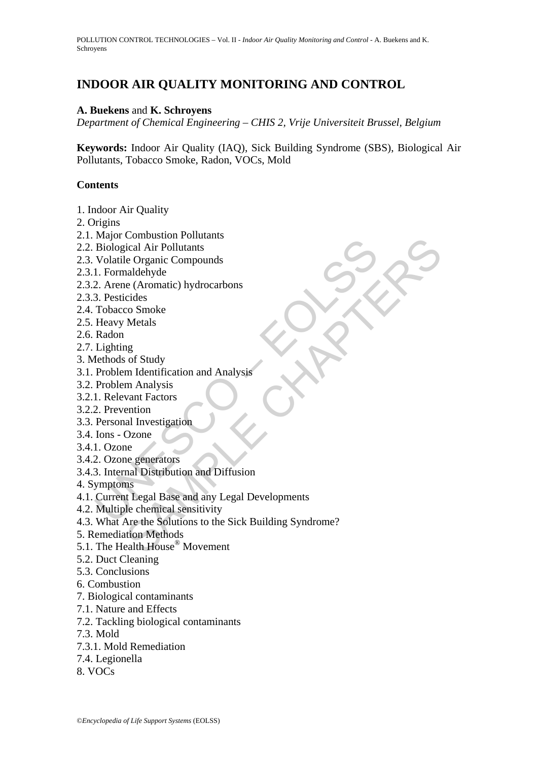# INDOOR AIR QUALITY MONITORING AND CONTROL

**A. Buekens** and **K. Schroyens**

*Department of Chemical Engineering – CHIS 2, Vrije Universiteit Brussel, Belgium*

**Keywords:** Indoor Air Quality (IAQ), Sick Building Syndrome (SBS), Biological Air Pollutants, Tobacco Smoke, Radon, VOCs, Mold

## Contents

1. Indoor Air Quality
2. Origins
2.1. Major Combustion Pollutants
2.2. Biological Air Pollutants
2.3. Volatile Organic Compounds
2.3.1. Formaldehyde
2.3.2. Arene (Aromatic) hydrocarbons
2.3.3. Pesticides
2.4. Tobacco Smoke
2.5. Heavy Metals
2.6. Radon
2.7. Lighting
3. Methods of Study
3.1. Problem Identification and Analysis
3.2. Problem Analysis
3.2.1. Relevant Factors
3.2.2. Prevention
3.3. Personal Investigation
3.4. Ions - Ozone
3.4.1. Ozone
3.4.2. Ozone generators
3.4.3. Internal Distribution and Diffusion
4. Symptoms
4.1. Current Legal Base and any Legal Developments
4.2. Multiple chemical sensitivity
4.3. What Are the Solutions to the Sick Building Syndrome?
5. Remediation Methods
5.1. The Health House® Movement
5.2. Duct Cleaning
5.3. Conclusions
6. Combustion
7. Biological contaminants
7.1. Nature and Effects
7.2. Tackling biological contaminants
7.3. Mold
7.3.1. Mold Remediation
7.4. Legionella
8. VOCs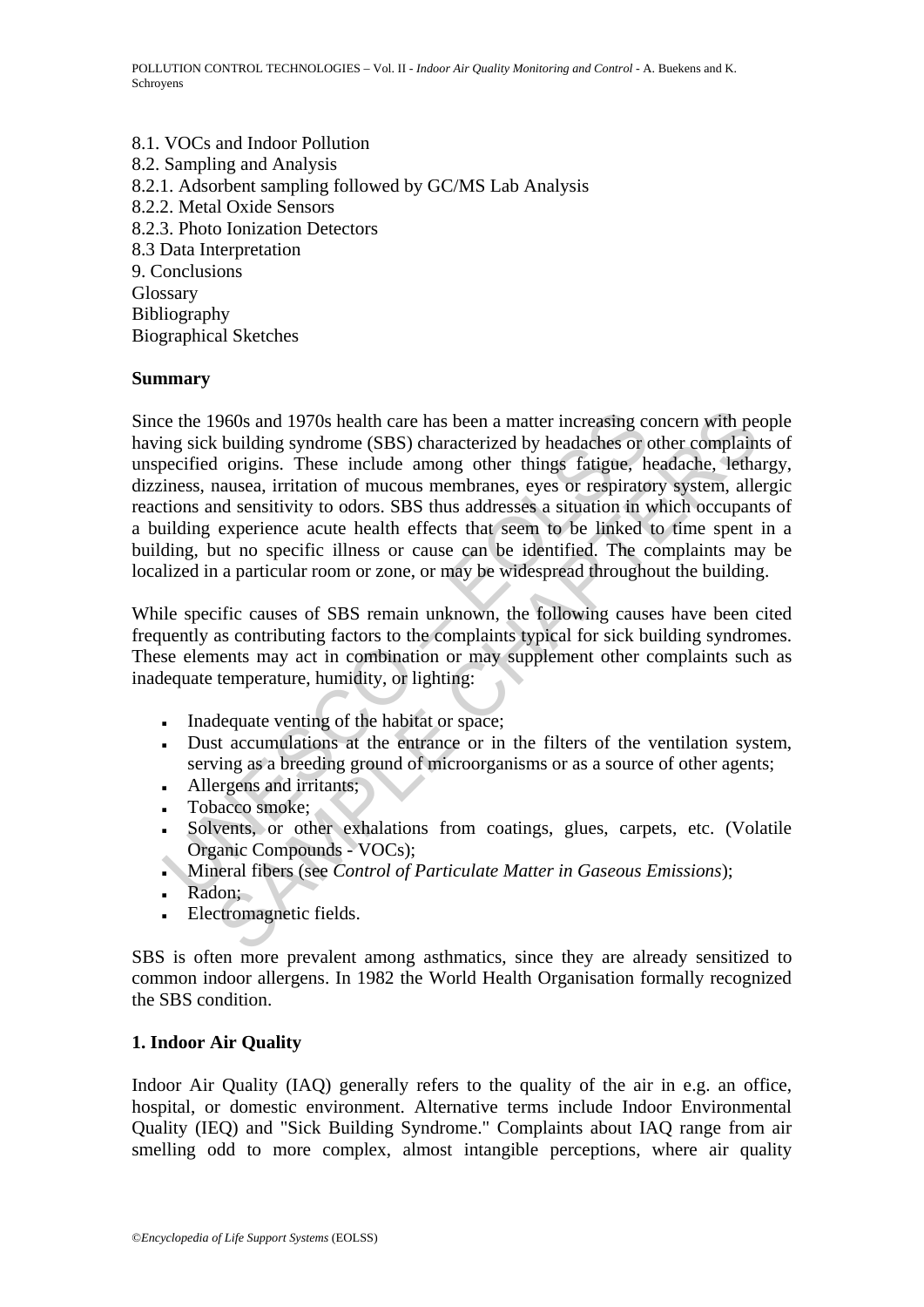8.1. VOCs and Indoor Pollution
8.2. Sampling and Analysis
8.2.1. Adsorbent sampling followed by GC/MS Lab Analysis
8.2.2. Metal Oxide Sensors
8.2.3. Photo Ionization Detectors
8.3 Data Interpretation
9. Conclusions
Glossary
Bibliography
Biographical Sketches

## Summary

Since the 1960s and 1970s health care has been a matter increasing concern with people having sick building syndrome (SBS) characterized by headaches or other complaints of unspecified origins. These include among other things fatigue, headache, lethargy, dizziness, nausea, irritation of mucous membranes, eyes or respiratory system, allergic reactions and sensitivity to odors. SBS thus addresses a situation in which occupants of a building experience acute health effects that seem to be linked to time spent in a building, but no specific illness or cause can be identified. The complaints may be localized in a particular room or zone, or may be widespread throughout the building.

While specific causes of SBS remain unknown, the following causes have been cited frequently as contributing factors to the complaints typical for sick building syndromes. These elements may act in combination or may supplement other complaints such as inadequate temperature, humidity, or lighting:

- Inadequate venting of the habitat or space;
- Dust accumulations at the entrance or in the filters of the ventilation system, serving as a breeding ground of microorganisms or as a source of other agents;
- Allergens and irritants;
- Tobacco smoke;
- Solvents, or other exhalations from coatings, glues, carpets, etc. (Volatile Organic Compounds - VOCs);
- Mineral fibers (see *Control of Particulate Matter in Gaseous Emissions*);
- Radon;
- Electromagnetic fields.

SBS is often more prevalent among asthmatics, since they are already sensitized to common indoor allergens. In 1982 the World Health Organisation formally recognized the SBS condition.

## 1. Indoor Air Quality

Indoor Air Quality (IAQ) generally refers to the quality of the air in e.g. an office, hospital, or domestic environment. Alternative terms include Indoor Environmental Quality (IEQ) and "Sick Building Syndrome." Complaints about IAQ range from air smelling odd to more complex, almost intangible perceptions, where air quality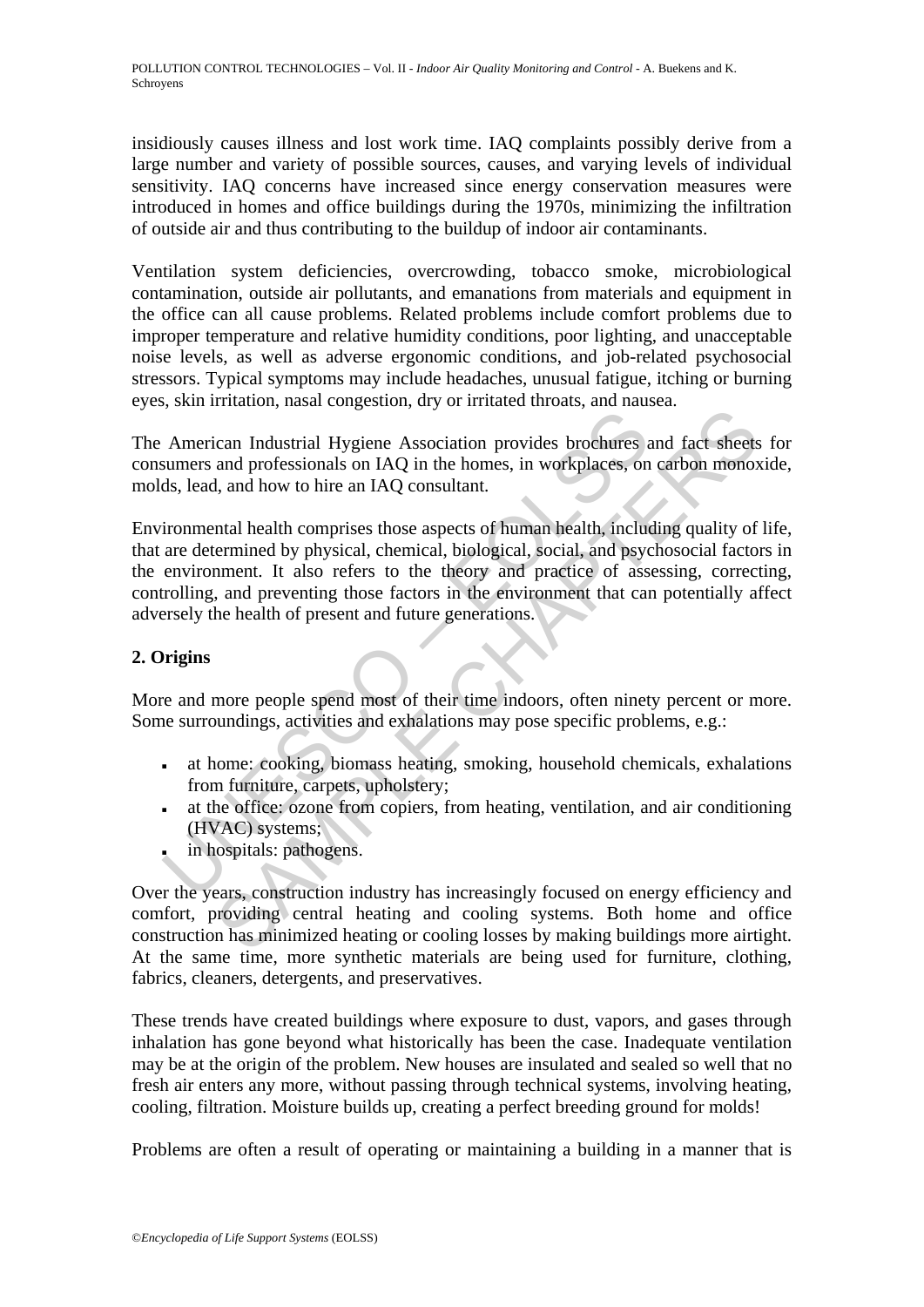insidiously causes illness and lost work time. IAQ complaints possibly derive from a large number and variety of possible sources, causes, and varying levels of individual sensitivity. IAQ concerns have increased since energy conservation measures were introduced in homes and office buildings during the 1970s, minimizing the infiltration of outside air and thus contributing to the buildup of indoor air contaminants.

Ventilation system deficiencies, overcrowding, tobacco smoke, microbiological contamination, outside air pollutants, and emanations from materials and equipment in the office can all cause problems. Related problems include comfort problems due to improper temperature and relative humidity conditions, poor lighting, and unacceptable noise levels, as well as adverse ergonomic conditions, and job-related psychosocial stressors. Typical symptoms may include headaches, unusual fatigue, itching or burning eyes, skin irritation, nasal congestion, dry or irritated throats, and nausea.

The American Industrial Hygiene Association provides brochures and fact sheets for consumers and professionals on IAQ in the homes, in workplaces, on carbon monoxide, molds, lead, and how to hire an IAQ consultant.

Environmental health comprises those aspects of human health, including quality of life, that are determined by physical, chemical, biological, social, and psychosocial factors in the environment. It also refers to the theory and practice of assessing, correcting, controlling, and preventing those factors in the environment that can potentially affect adversely the health of present and future generations.

## 2. Origins

More and more people spend most of their time indoors, often ninety percent or more. Some surroundings, activities and exhalations may pose specific problems, e.g.:

- at home: cooking, biomass heating, smoking, household chemicals, exhalations from furniture, carpets, upholstery;
- at the office: ozone from copiers, from heating, ventilation, and air conditioning (HVAC) systems;
- in hospitals: pathogens.

Over the years, construction industry has increasingly focused on energy efficiency and comfort, providing central heating and cooling systems. Both home and office construction has minimized heating or cooling losses by making buildings more airtight. At the same time, more synthetic materials are being used for furniture, clothing, fabrics, cleaners, detergents, and preservatives.

These trends have created buildings where exposure to dust, vapors, and gases through inhalation has gone beyond what historically has been the case. Inadequate ventilation may be at the origin of the problem. New houses are insulated and sealed so well that no fresh air enters any more, without passing through technical systems, involving heating, cooling, filtration. Moisture builds up, creating a perfect breeding ground for molds!

Problems are often a result of operating or maintaining a building in a manner that is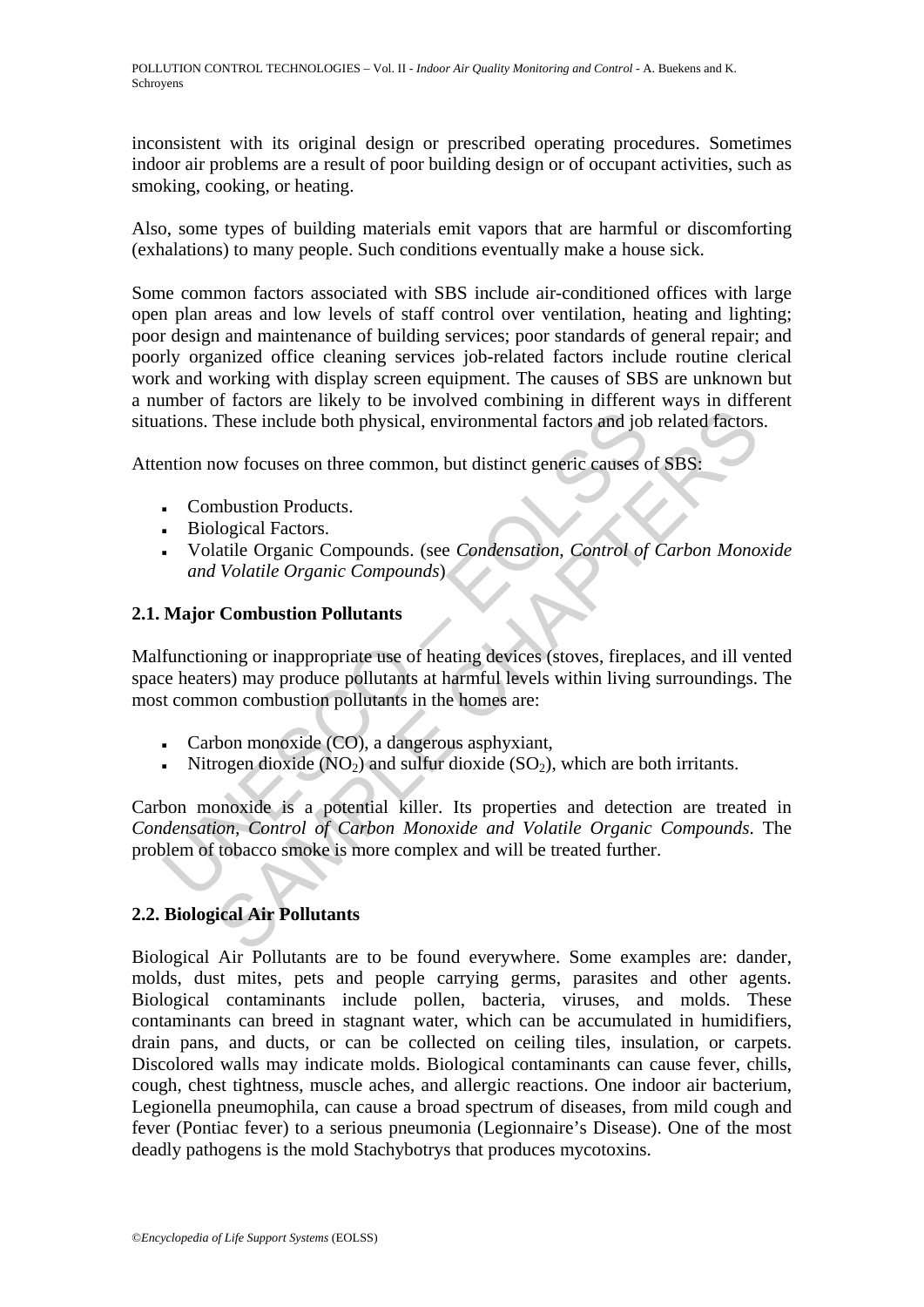inconsistent with its original design or prescribed operating procedures. Sometimes indoor air problems are a result of poor building design or of occupant activities, such as smoking, cooking, or heating.

Also, some types of building materials emit vapors that are harmful or discomforting (exhalations) to many people. Such conditions eventually make a house sick.

Some common factors associated with SBS include air-conditioned offices with large open plan areas and low levels of staff control over ventilation, heating and lighting; poor design and maintenance of building services; poor standards of general repair; and poorly organized office cleaning services job-related factors include routine clerical work and working with display screen equipment. The causes of SBS are unknown but a number of factors are likely to be involved combining in different ways in different situations. These include both physical, environmental factors and job related factors.

Attention now focuses on three common, but distinct generic causes of SBS:

- Combustion Products.
- Biological Factors.
- Volatile Organic Compounds. (see *Condensation, Control of Carbon Monoxide and Volatile Organic Compounds*)

## 2.1. Major Combustion Pollutants

Malfunctioning or inappropriate use of heating devices (stoves, fireplaces, and ill vented space heaters) may produce pollutants at harmful levels within living surroundings. The most common combustion pollutants in the homes are:

- Carbon monoxide (CO), a dangerous asphyxiant,
- Nitrogen dioxide ($NO_2$) and sulfur dioxide ($SO_2$), which are both irritants.

Carbon monoxide is a potential killer. Its properties and detection are treated in *Condensation, Control of Carbon Monoxide and Volatile Organic Compounds*. The problem of tobacco smoke is more complex and will be treated further.

## 2.2. Biological Air Pollutants

Biological Air Pollutants are to be found everywhere. Some examples are: dander, molds, dust mites, pets and people carrying germs, parasites and other agents. Biological contaminants include pollen, bacteria, viruses, and molds. These contaminants can breed in stagnant water, which can be accumulated in humidifiers, drain pans, and ducts, or can be collected on ceiling tiles, insulation, or carpets. Discolored walls may indicate molds. Biological contaminants can cause fever, chills, cough, chest tightness, muscle aches, and allergic reactions. One indoor air bacterium, Legionella pneumophila, can cause a broad spectrum of diseases, from mild cough and fever (Pontiac fever) to a serious pneumonia (Legionnaire's Disease). One of the most deadly pathogens is the mold Stachybotrys that produces mycotoxins.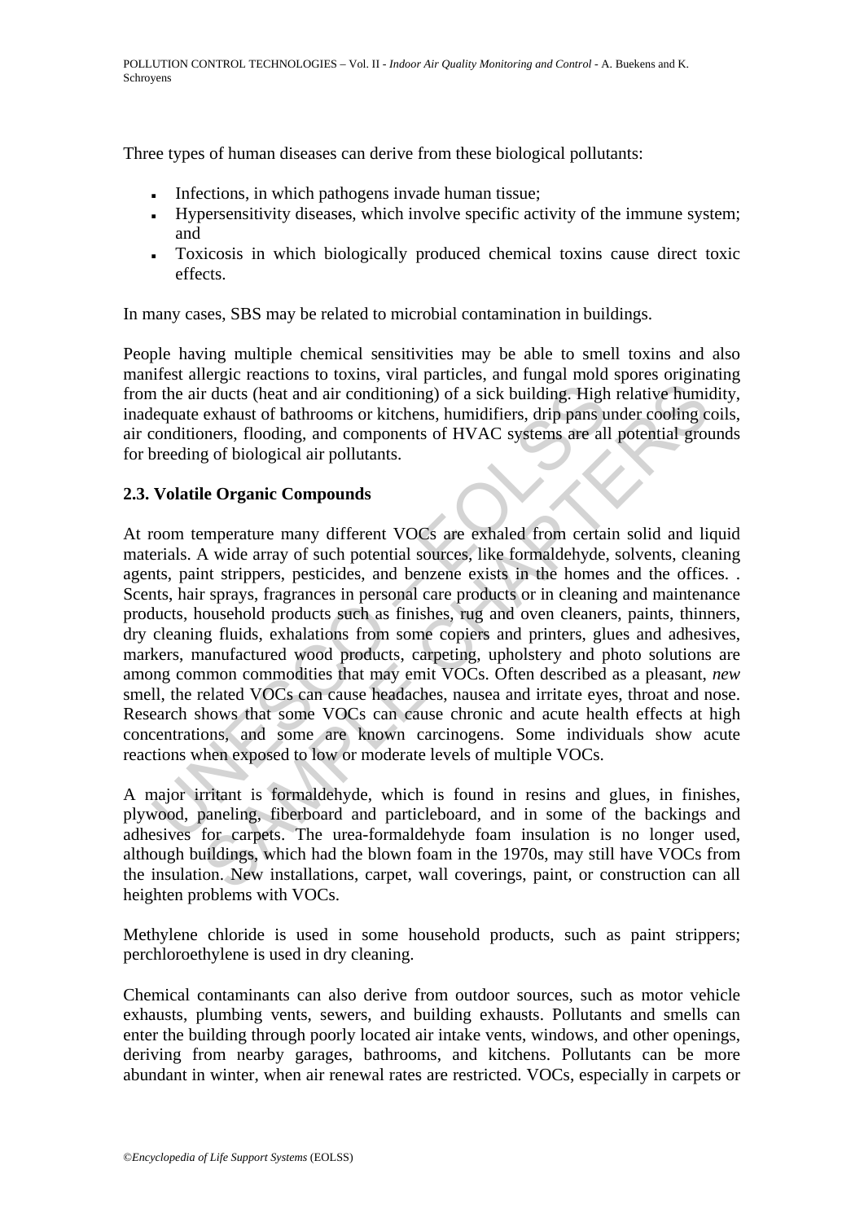Three types of human diseases can derive from these biological pollutants:

- Infections, in which pathogens invade human tissue;
- Hypersensitivity diseases, which involve specific activity of the immune system; and
- Toxicosis in which biologically produced chemical toxins cause direct toxic effects.

In many cases, SBS may be related to microbial contamination in buildings.

People having multiple chemical sensitivities may be able to smell toxins and also manifest allergic reactions to toxins, viral particles, and fungal mold spores originating from the air ducts (heat and air conditioning) of a sick building. High relative humidity, inadequate exhaust of bathrooms or kitchens, humidifiers, drip pans under cooling coils, air conditioners, flooding, and components of HVAC systems are all potential grounds for breeding of biological air pollutants.

## 2.3. Volatile Organic Compounds

At room temperature many different VOCs are exhaled from certain solid and liquid materials. A wide array of such potential sources, like formaldehyde, solvents, cleaning agents, paint strippers, pesticides, and benzene exists in the homes and the offices. . Scents, hair sprays, fragrances in personal care products or in cleaning and maintenance products, household products such as finishes, rug and oven cleaners, paints, thinners, dry cleaning fluids, exhalations from some copiers and printers, glues and adhesives, markers, manufactured wood products, carpeting, upholstery and photo solutions are among common commodities that may emit VOCs. Often described as a pleasant, *new* smell, the related VOCs can cause headaches, nausea and irritate eyes, throat and nose. Research shows that some VOCs can cause chronic and acute health effects at high concentrations, and some are known carcinogens. Some individuals show acute reactions when exposed to low or moderate levels of multiple VOCs.

A major irritant is formaldehyde, which is found in resins and glues, in finishes, plywood, paneling, fiberboard and particleboard, and in some of the backings and adhesives for carpets. The urea-formaldehyde foam insulation is no longer used, although buildings, which had the blown foam in the 1970s, may still have VOCs from the insulation. New installations, carpet, wall coverings, paint, or construction can all heighten problems with VOCs.

Methylene chloride is used in some household products, such as paint strippers; perchloroethylene is used in dry cleaning.

Chemical contaminants can also derive from outdoor sources, such as motor vehicle exhausts, plumbing vents, sewers, and building exhausts. Pollutants and smells can enter the building through poorly located air intake vents, windows, and other openings, deriving from nearby garages, bathrooms, and kitchens. Pollutants can be more abundant in winter, when air renewal rates are restricted. VOCs, especially in carpets or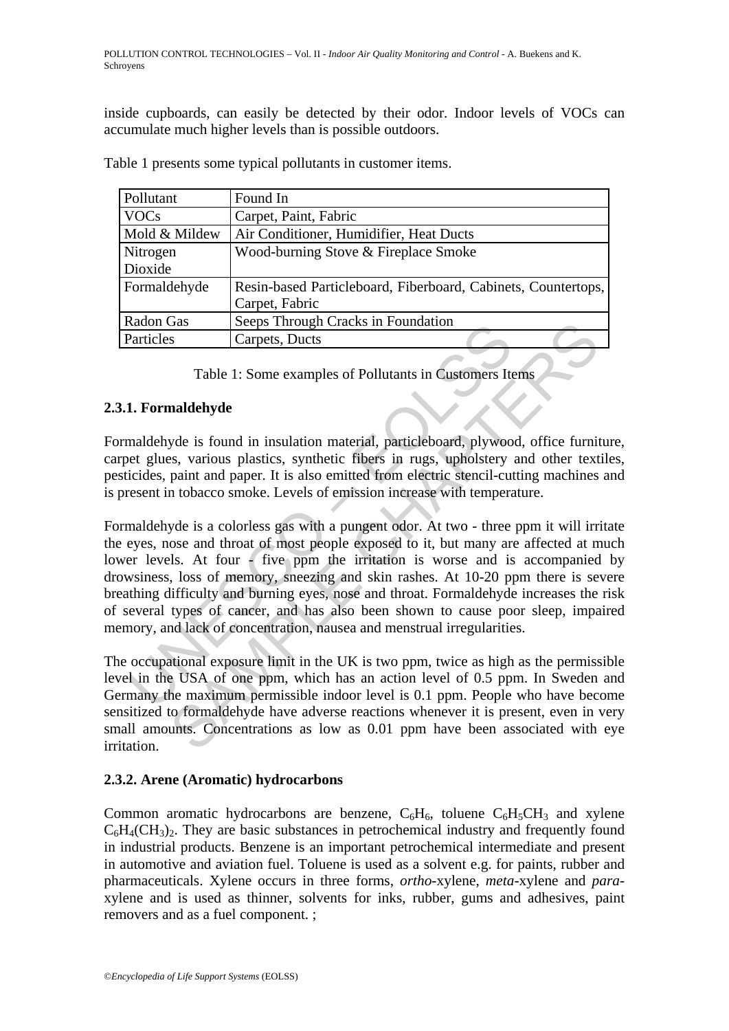inside cupboards, can easily be detected by their odor. Indoor levels of VOCs can accumulate much higher levels than is possible outdoors.

Table 1 presents some typical pollutants in customer items.

| Pollutant | Found In |
|---|---|
| VOCs | Carpet, Paint, Fabric |
| Mold & Mildew | Air Conditioner, Humidifier, Heat Ducts |
| Nitrogen Dioxide | Wood-burning Stove & Fireplace Smoke |
| Formaldehyde | Resin-based Particleboard, Fiberboard, Cabinets, Countertops, Carpet, Fabric |
| Radon Gas | Seeps Through Cracks in Foundation |
| Particles | Carpets, Ducts |

Table 1: Some examples of Pollutants in Customers Items

### 2.3.1. Formaldehyde

Formaldehyde is found in insulation material, particleboard, plywood, office furniture, carpet glues, various plastics, synthetic fibers in rugs, upholstery and other textiles, pesticides, paint and paper. It is also emitted from electric stencil-cutting machines and is present in tobacco smoke. Levels of emission increase with temperature.

Formaldehyde is a colorless gas with a pungent odor. At two - three ppm it will irritate the eyes, nose and throat of most people exposed to it, but many are affected at much lower levels. At four - five ppm the irritation is worse and is accompanied by drowsiness, loss of memory, sneezing and skin rashes. At 10-20 ppm there is severe breathing difficulty and burning eyes, nose and throat. Formaldehyde increases the risk of several types of cancer, and has also been shown to cause poor sleep, impaired memory, and lack of concentration, nausea and menstrual irregularities.

The occupational exposure limit in the UK is two ppm, twice as high as the permissible level in the USA of one ppm, which has an action level of 0.5 ppm. In Sweden and Germany the maximum permissible indoor level is 0.1 ppm. People who have become sensitized to formaldehyde have adverse reactions whenever it is present, even in very small amounts. Concentrations as low as 0.01 ppm have been associated with eye irritation.

### 2.3.2. Arene (Aromatic) hydrocarbons

Common aromatic hydrocarbons are benzene, $C_6H_6$, toluene $C_6H_5CH_3$ and xylene $C_6H_4(CH_3)_2$. They are basic substances in petrochemical industry and frequently found in industrial products. Benzene is an important petrochemical intermediate and present in automotive and aviation fuel. Toluene is used as a solvent e.g. for paints, rubber and pharmaceuticals. Xylene occurs in three forms, *ortho*-xylene, *meta*-xylene and *para*-xylene and is used as thinner, solvents for inks, rubber, gums and adhesives, paint removers and as a fuel component. ;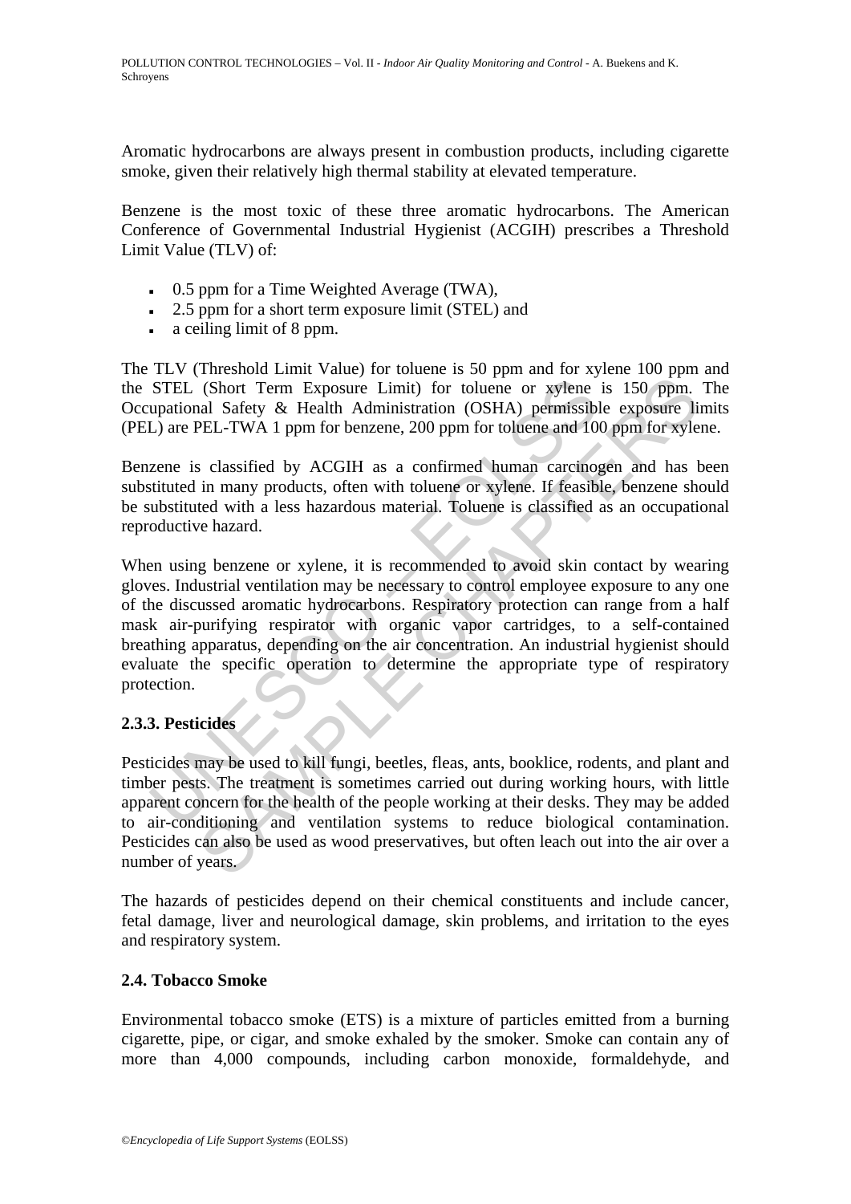Aromatic hydrocarbons are always present in combustion products, including cigarette smoke, given their relatively high thermal stability at elevated temperature.

Benzene is the most toxic of these three aromatic hydrocarbons. The American Conference of Governmental Industrial Hygienist (ACGIH) prescribes a Threshold Limit Value (TLV) of:

- 0.5 ppm for a Time Weighted Average (TWA),
- 2.5 ppm for a short term exposure limit (STEL) and
- a ceiling limit of 8 ppm.

The TLV (Threshold Limit Value) for toluene is 50 ppm and for xylene 100 ppm and the STEL (Short Term Exposure Limit) for toluene or xylene is 150 ppm. The Occupational Safety & Health Administration (OSHA) permissible exposure limits (PEL) are PEL-TWA 1 ppm for benzene, 200 ppm for toluene and 100 ppm for xylene.

Benzene is classified by ACGIH as a confirmed human carcinogen and has been substituted in many products, often with toluene or xylene. If feasible, benzene should be substituted with a less hazardous material. Toluene is classified as an occupational reproductive hazard.

When using benzene or xylene, it is recommended to avoid skin contact by wearing gloves. Industrial ventilation may be necessary to control employee exposure to any one of the discussed aromatic hydrocarbons. Respiratory protection can range from a half mask air-purifying respirator with organic vapor cartridges, to a self-contained breathing apparatus, depending on the air concentration. An industrial hygienist should evaluate the specific operation to determine the appropriate type of respiratory protection.

### 2.3.3. Pesticides

Pesticides may be used to kill fungi, beetles, fleas, ants, booklice, rodents, and plant and timber pests. The treatment is sometimes carried out during working hours, with little apparent concern for the health of the people working at their desks. They may be added to air-conditioning and ventilation systems to reduce biological contamination. Pesticides can also be used as wood preservatives, but often leach out into the air over a number of years.

The hazards of pesticides depend on their chemical constituents and include cancer, fetal damage, liver and neurological damage, skin problems, and irritation to the eyes and respiratory system.

## 2.4. Tobacco Smoke

Environmental tobacco smoke (ETS) is a mixture of particles emitted from a burning cigarette, pipe, or cigar, and smoke exhaled by the smoker. Smoke can contain any of more than 4,000 compounds, including carbon monoxide, formaldehyde, and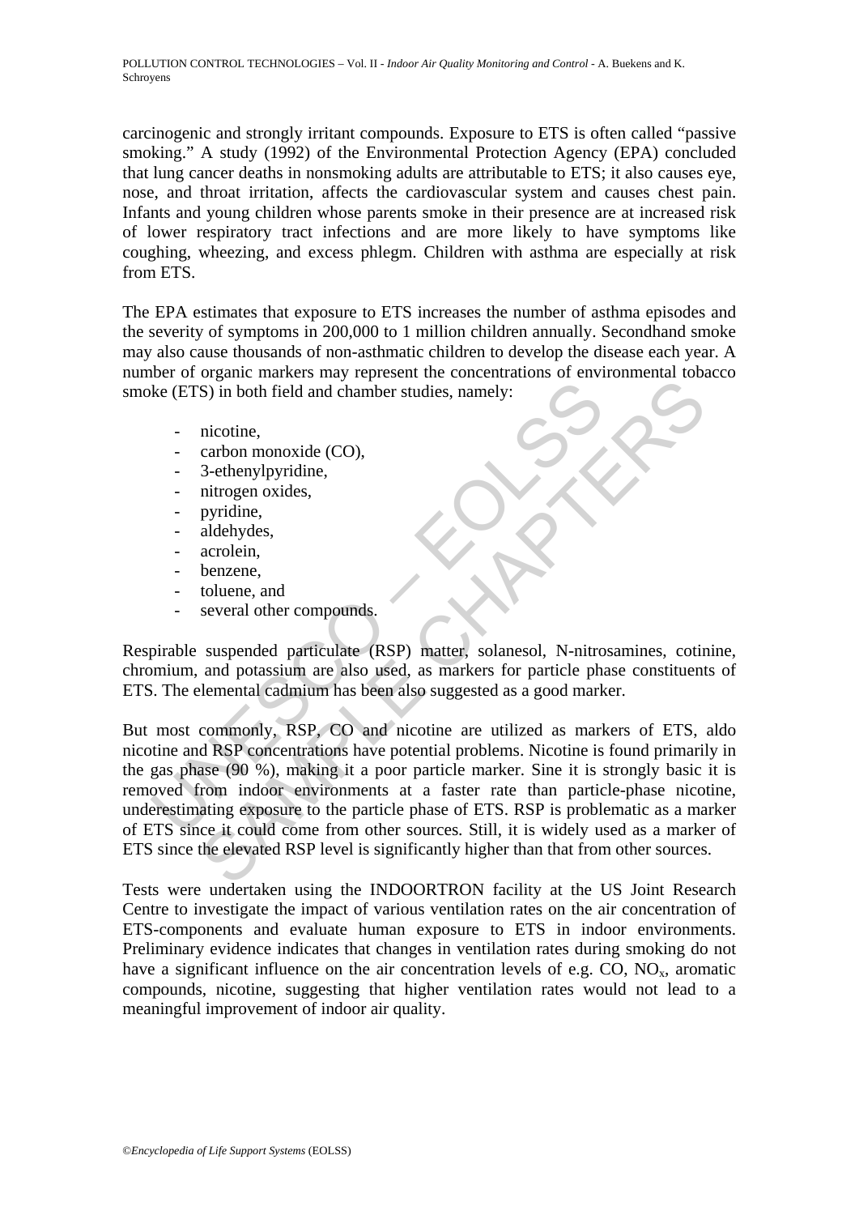carcinogenic and strongly irritant compounds. Exposure to ETS is often called "passive smoking." A study (1992) of the Environmental Protection Agency (EPA) concluded that lung cancer deaths in nonsmoking adults are attributable to ETS; it also causes eye, nose, and throat irritation, affects the cardiovascular system and causes chest pain. Infants and young children whose parents smoke in their presence are at increased risk of lower respiratory tract infections and are more likely to have symptoms like coughing, wheezing, and excess phlegm. Children with asthma are especially at risk from ETS.

The EPA estimates that exposure to ETS increases the number of asthma episodes and the severity of symptoms in 200,000 to 1 million children annually. Secondhand smoke may also cause thousands of non-asthmatic children to develop the disease each year. A number of organic markers may represent the concentrations of environmental tobacco smoke (ETS) in both field and chamber studies, namely:

- nicotine,
- carbon monoxide (CO),
- 3-ethenylpyridine,
- nitrogen oxides,
- pyridine,
- aldehydes,
- acrolein,
- benzene,
- toluene, and
- several other compounds.

Respirable suspended particulate (RSP) matter, solanesol, N-nitrosamines, cotinine, chromium, and potassium are also used, as markers for particle phase constituents of ETS. The elemental cadmium has been also suggested as a good marker.

But most commonly, RSP, CO and nicotine are utilized as markers of ETS, aldo nicotine and RSP concentrations have potential problems. Nicotine is found primarily in the gas phase (90 %), making it a poor particle marker. Sine it is strongly basic it is removed from indoor environments at a faster rate than particle-phase nicotine, underestimating exposure to the particle phase of ETS. RSP is problematic as a marker of ETS since it could come from other sources. Still, it is widely used as a marker of ETS since the elevated RSP level is significantly higher than that from other sources.

Tests were undertaken using the INDOORTRON facility at the US Joint Research Centre to investigate the impact of various ventilation rates on the air concentration of ETS-components and evaluate human exposure to ETS in indoor environments. Preliminary evidence indicates that changes in ventilation rates during smoking do not have a significant influence on the air concentration levels of e.g. CO, $NO_x$, aromatic compounds, nicotine, suggesting that higher ventilation rates would not lead to a meaningful improvement of indoor air quality.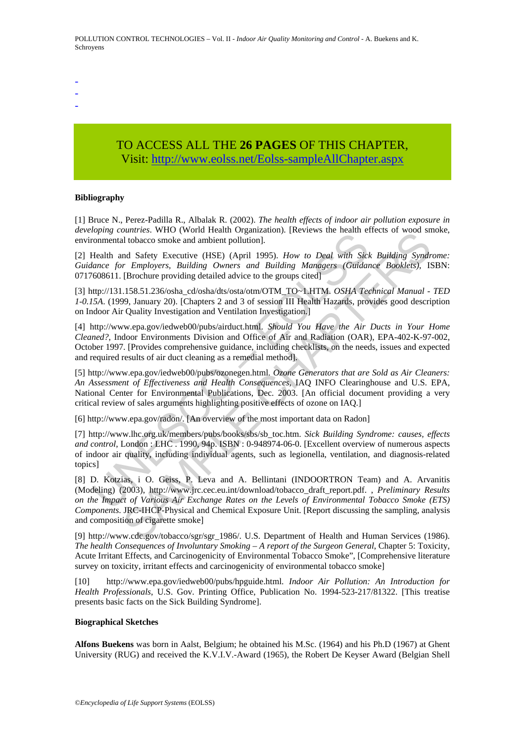-
-
-

TO ACCESS ALL THE **26 PAGES** OF THIS CHAPTER,
Visit: http://www.eolss.net/Eolss-sampleAllChapter.aspx

**Bibliography**

[1] Bruce N., Perez-Padilla R., Albalak R. (2002). *The health effects of indoor air pollution exposure in developing countries*. WHO (World Health Organization). [Reviews the health effects of wood smoke, environmental tobacco smoke and ambient pollution].

[2] Health and Safety Executive (HSE) (April 1995). *How to Deal with Sick Building Syndrome: Guidance for Employers, Building Owners and Building Managers (Guidance Booklets)*, ISBN: 0717608611. [Brochure providing detailed advice to the groups cited]

[3] http://131.158.51.236/osha_cd/osha/dts/osta/otm/OTM_TO~1.HTM. *OSHA Technical Manual - TED 1-0.15A*. (1999, January 20). [Chapters 2 and 3 of session III Health Hazards, provides good description on Indoor Air Quality Investigation and Ventilation Investigation.]

[4] http://www.epa.gov/iedweb00/pubs/airduct.html. *Should You Have the Air Ducts in Your Home Cleaned?*, Indoor Environments Division and Office of Air and Radiation (OAR), EPA-402-K-97-002, October 1997. [Provides comprehensive guidance, including checklists, on the needs, issues and expected and required results of air duct cleaning as a remedial method].

[5] http://www.epa.gov/iedweb00/pubs/ozonegen.html. *Ozone Generators that are Sold as Air Cleaners: An Assessment of Effectiveness and Health Consequences*, IAQ INFO Clearinghouse and U.S. EPA, National Center for Environmental Publications, Dec. 2003. [An official document providing a very critical review of sales arguments highlighting positive effects of ozone on IAQ.]

[6] http://www.epa.gov/radon/. [An overview of the most important data on Radon]

[7] http://www.lhc.org.uk/members/pubs/books/sbs/sb_toc.htm. *Sick Building Syndrome: causes, effects and control*, London : LHC . 1990, 94p. ISBN : 0-948974-06-0. [Excellent overview of numerous aspects of indoor air quality, including individual agents, such as legionella, ventilation, and diagnosis-related topics]

[8] D. Kotzias, i O. Geiss, P. Leva and A. Bellintani (INDOORTRON Team) and A. Arvanitis (Modeling) (2003), http://www.jrc.cec.eu.int/download/tobacco_draft_report.pdf. , *Preliminary Results on the Impact of Various Air Exchange Rates on the Levels of Environmental Tobacco Smoke (ETS) Components*. JRC-IHCP-Physical and Chemical Exposure Unit. [Report discussing the sampling, analysis and composition of cigarette smoke]

[9] http://www.cdc.gov/tobacco/sgr/sgr_1986/. U.S. Department of Health and Human Services (1986). *The health Consequences of Involuntary Smoking – A report of the Surgeon General*, Chapter 5: Toxicity, Acute Irritant Effects, and Carcinogenicity of Environmental Tobacco Smoke", [Comprehensive literature survey on toxicity, irritant effects and carcinogenicity of environmental tobacco smoke]

[10] http://www.epa.gov/iedweb00/pubs/hpguide.html. *Indoor Air Pollution: An Introduction for Health Professionals*, U.S. Gov. Printing Office, Publication No. 1994-523-217/81322. [This treatise presents basic facts on the Sick Building Syndrome].

**Biographical Sketches**

**Alfons Buekens** was born in Aalst, Belgium; he obtained his M.Sc. (1964) and his Ph.D (1967) at Ghent University (RUG) and received the K.V.I.V.-Award (1965), the Robert De Keyser Award (Belgian Shell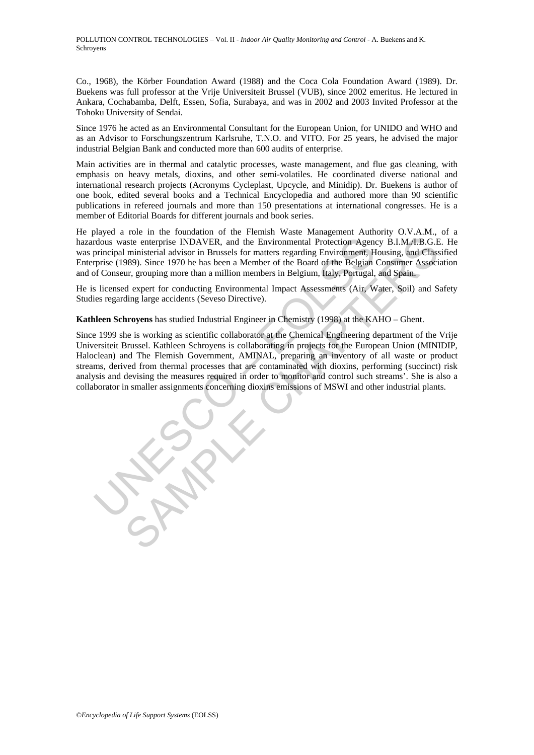Co., 1968), the Körber Foundation Award (1988) and the Coca Cola Foundation Award (1989). Dr. Buekens was full professor at the Vrije Universiteit Brussel (VUB), since 2002 emeritus. He lectured in Ankara, Cochabamba, Delft, Essen, Sofia, Surabaya, and was in 2002 and 2003 Invited Professor at the Tohoku University of Sendai.

Since 1976 he acted as an Environmental Consultant for the European Union, for UNIDO and WHO and as an Advisor to Forschungszentrum Karlsruhe, T.N.O. and VITO. For 25 years, he advised the major industrial Belgian Bank and conducted more than 600 audits of enterprise.

Main activities are in thermal and catalytic processes, waste management, and flue gas cleaning, with emphasis on heavy metals, dioxins, and other semi-volatiles. He coordinated diverse national and international research projects (Acronyms Cycleplast, Upcycle, and Minidip). Dr. Buekens is author of one book, edited several books and a Technical Encyclopedia and authored more than 90 scientific publications in refereed journals and more than 150 presentations at international congresses. He is a member of Editorial Boards for different journals and book series.

He played a role in the foundation of the Flemish Waste Management Authority O.V.A.M., of a hazardous waste enterprise INDAVER, and the Environmental Protection Agency B.I.M./I.B.G.E. He was principal ministerial advisor in Brussels for matters regarding Environment, Housing, and Classified Enterprise (1989). Since 1970 he has been a Member of the Board of the Belgian Consumer Association and of Conseur, grouping more than a million members in Belgium, Italy, Portugal, and Spain.

He is licensed expert for conducting Environmental Impact Assessments (Air, Water, Soil) and Safety Studies regarding large accidents (Seveso Directive).

**Kathleen Schroyens** has studied Industrial Engineer in Chemistry (1998) at the KAHO – Ghent.

Since 1999 she is working as scientific collaborator at the Chemical Engineering department of the Vrije Universiteit Brussel. Kathleen Schroyens is collaborating in projects for the European Union (MINIDIP, Haloclean) and The Flemish Government, AMINAL, preparing an inventory of all waste or product streams, derived from thermal processes that are contaminated with dioxins, performing (succinct) risk analysis and devising the measures required in order to monitor and control such streams'. She is also a collaborator in smaller assignments concerning dioxins emissions of MSWI and other industrial plants.